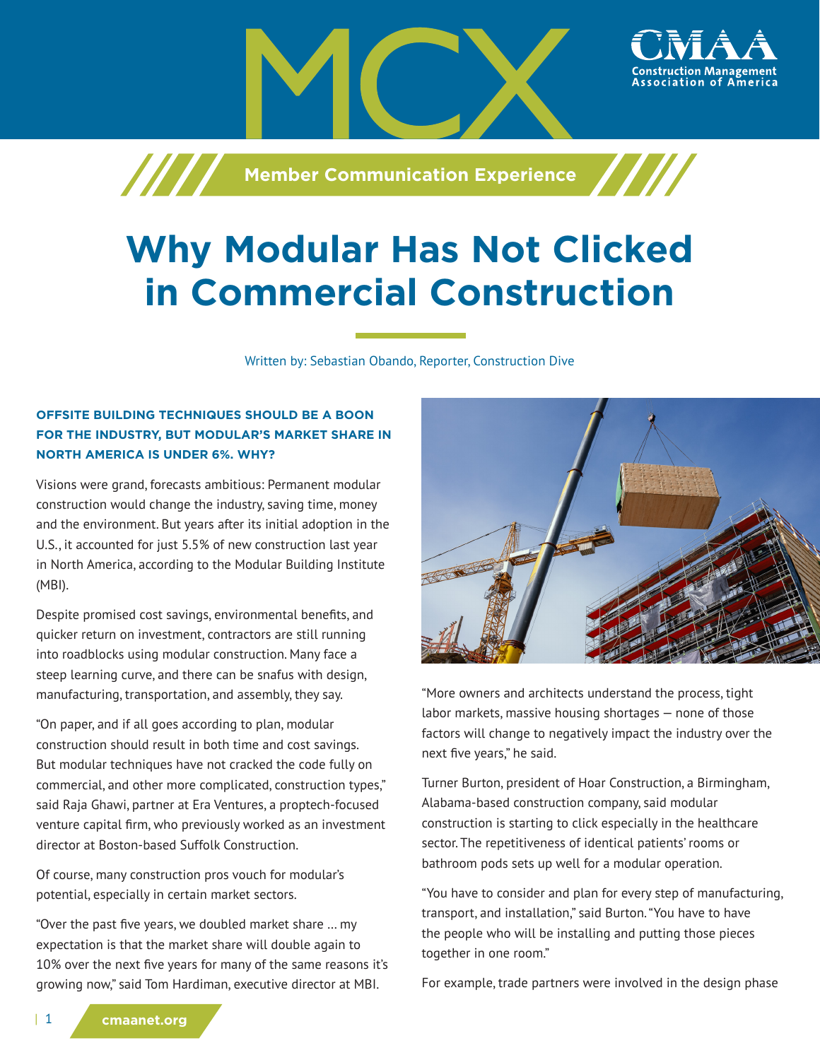# Why Modular Has Not Clicked in Commercial Construction

Written by: Sebastian Obando, Reporter, Construction Dive

**OFFSITE BUILDING TECHNIQUES SHOULD BE A BOON FOR THE INDUSTRY, BUT MODULAR'S MARKET SHARE IN NORTH AMERICA IS UNDER 6%. WHY?**

Visions were grand, forecasts ambitious: Permanent modular construction would change the industry, saving time, money and the environment. But years after its initial adoption in the U.S., it accounted for just 5.5% of new construction last year in North America, according to the Modular Building Institute (MBI).

Despite promised cost savings, environmental benefits, and quicker return on investment, contractors are still running into roadblocks using modular construction. Many face a steep learning curve, and there can be snafus with design, manufacturing, transportation, and assembly, they say.

"On paper, and if all goes according to plan, modular construction should result in both time and cost savings. But modular techniques have not cracked the code fully on commercial, and other more complicated, construction types," said Raja Ghawi, partner at Era Ventures, a proptech-focused venture capital firm, who previously worked as an investment director at Boston-based Suffolk Construction.

Of course, many construction pros vouch for modular's potential, especially in certain market sectors.

"Over the past five years, we doubled market share … my expectation is that the market share will double again to 10% over the next five years for many of the same reasons it's growing now," said Tom Hardiman, executive director at MBI.

"More owners and architects understand the process, tight labor markets, massive housing shortages — none of those factors will change to negatively impact the industry over the next five years," he said.

Turner Burton, president of Hoar Construction, a Birmingham, Alabama-based construction company, said modular construction is starting to click especially in the healthcare sector. The repetitiveness of identical patients' rooms or bathroom pods sets up well for a modular operation.

"You have to consider and plan for every step of manufacturing, transport, and installation," said Burton. "You have to have the people who will be installing and putting those pieces together in one room."

For example, trade partners were involved in the design phase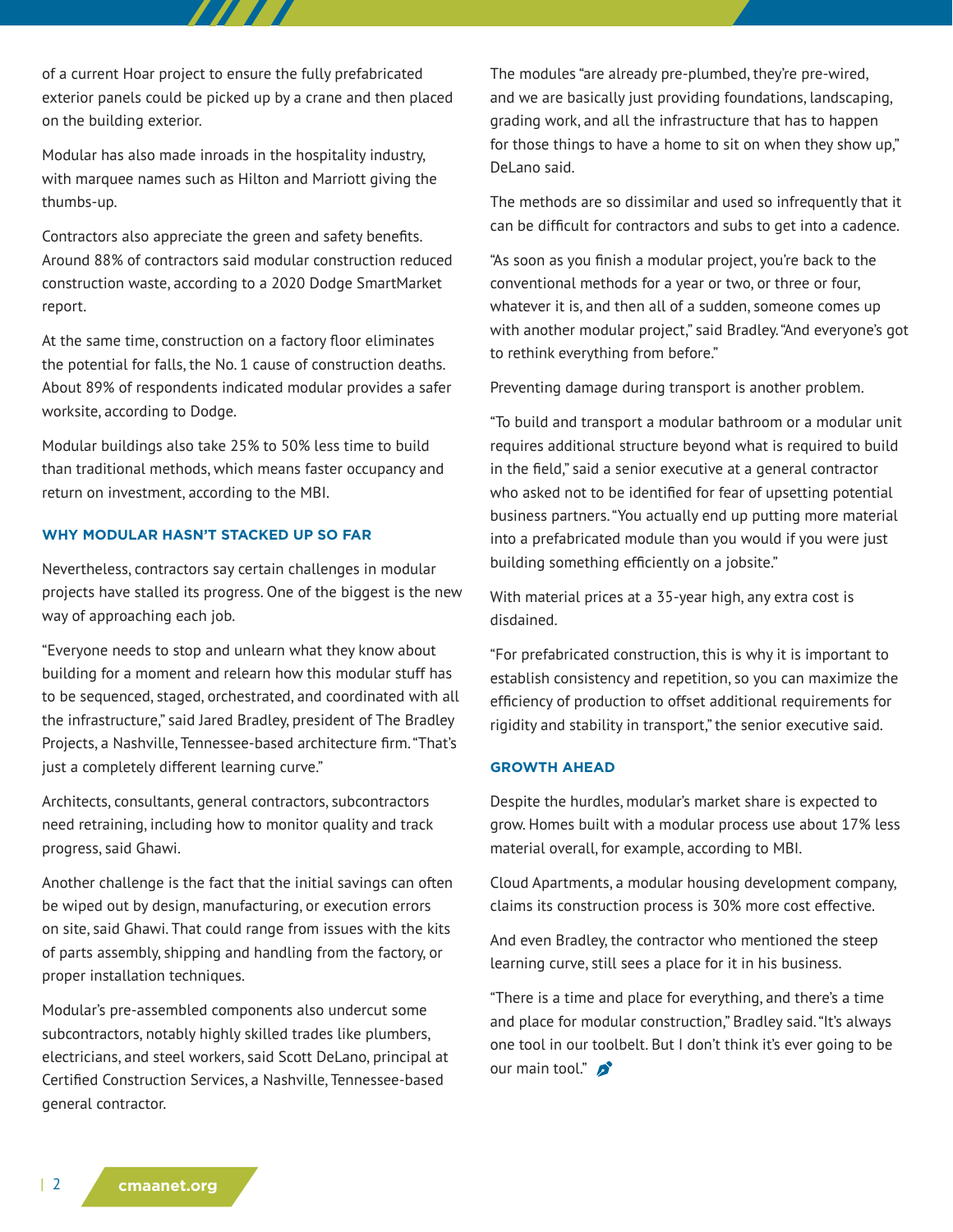of a current Hoar project to ensure the fully prefabricated exterior panels could be picked up by a crane and then placed on the building exterior.

Modular has also made inroads in the hospitality industry, with marquee names such as Hilton and Marriott giving the thumbs-up.

Contractors also appreciate the green and safety benefits. Around 88% of contractors said modular construction reduced construction waste, according to a 2020 Dodge SmartMarket report.

At the same time, construction on a factory floor eliminates the potential for falls, the No. 1 cause of construction deaths. About 89% of respondents indicated modular provides a safer worksite, according to Dodge.

Modular buildings also take 25% to 50% less time to build than traditional methods, which means faster occupancy and return on investment, according to the MBI.

### WHY MODULAR HASN'T STACKED UP SO FAR

Nevertheless, contractors say certain challenges in modular projects have stalled its progress. One of the biggest is the new way of approaching each job.

"Everyone needs to stop and unlearn what they know about building for a moment and relearn how this modular stuff has to be sequenced, staged, orchestrated, and coordinated with all the infrastructure," said Jared Bradley, president of The Bradley Projects, a Nashville, Tennessee-based architecture firm. "That's just a completely different learning curve."

Architects, consultants, general contractors, subcontractors need retraining, including how to monitor quality and track progress, said Ghawi.

Another challenge is the fact that the initial savings can often be wiped out by design, manufacturing, or execution errors on site, said Ghawi. That could range from issues with the kits of parts assembly, shipping and handling from the factory, or proper installation techniques.

Modular's pre-assembled components also undercut some subcontractors, notably highly skilled trades like plumbers, electricians, and steel workers, said Scott DeLano, principal at Certified Construction Services, a Nashville, Tennessee-based general contractor.

The modules "are already pre-plumbed, they're pre-wired, and we are basically just providing foundations, landscaping, grading work, and all the infrastructure that has to happen for those things to have a home to sit on when they show up," DeLano said.

The methods are so dissimilar and used so infrequently that it can be difficult for contractors and subs to get into a cadence.

"As soon as you finish a modular project, you're back to the conventional methods for a year or two, or three or four, whatever it is, and then all of a sudden, someone comes up with another modular project," said Bradley. "And everyone's got to rethink everything from before."

Preventing damage during transport is another problem.

"To build and transport a modular bathroom or a modular unit requires additional structure beyond what is required to build in the field," said a senior executive at a general contractor who asked not to be identified for fear of upsetting potential business partners. "You actually end up putting more material into a prefabricated module than you would if you were just building something efficiently on a jobsite."

With material prices at a 35-year high, any extra cost is disdained.

"For prefabricated construction, this is why it is important to establish consistency and repetition, so you can maximize the efficiency of production to offset additional requirements for rigidity and stability in transport," the senior executive said.

### GROWTH AHEAD

Despite the hurdles, modular's market share is expected to grow. Homes built with a modular process use about 17% less material overall, for example, according to MBI.

Cloud Apartments, a modular housing development company, claims its construction process is 30% more cost effective.

And even Bradley, the contractor who mentioned the steep learning curve, still sees a place for it in his business.

"There is a time and place for everything, and there's a time and place for modular construction," Bradley said. "It's always one tool in our toolbelt. But I don't think it's ever going to be our main tool."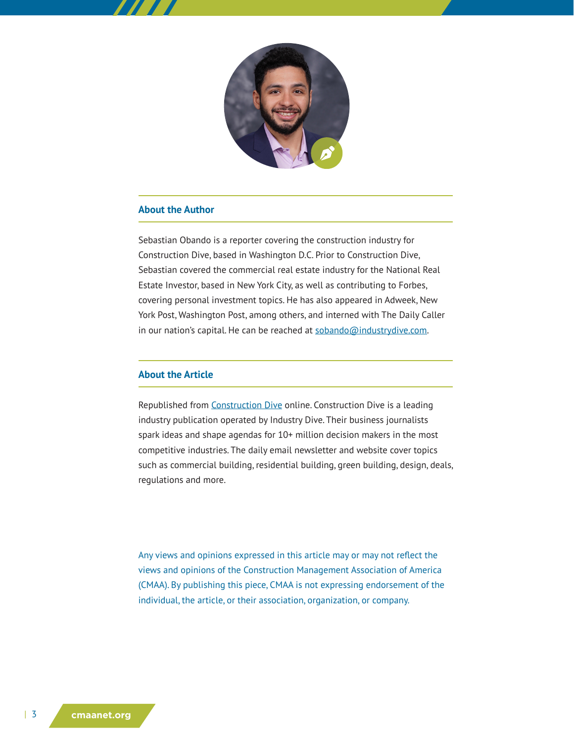## About the Author

Sebastian Obando is a reporter covering the construction industry for Construction Dive, based in Washington D.C. Prior to Construction Dive, Sebastian covered the commercial real estate industry for the National Real Estate Investor, based in New York City, as well as contributing to Forbes, covering personal investment topics. He has also appeared in Adweek, New York Post, Washington Post, among others, and interned with The Daily Caller in our nation's capital. He can be reached at sobando@industrydive.com.

## About the Article

Republished from Construction Dive online. Construction Dive is a leading industry publication operated by Industry Dive. Their business journalists spark ideas and shape agendas for 10+ million decision makers in the most competitive industries. The daily email newsletter and website cover topics such as commercial building, residential building, green building, design, deals, regulations and more.

Any views and opinions expressed in this article may or may not reflect the views and opinions of the Construction Management Association of America (CMAA). By publishing this piece, CMAA is not expressing endorsement of the individual, the article, or their association, organization, or company.